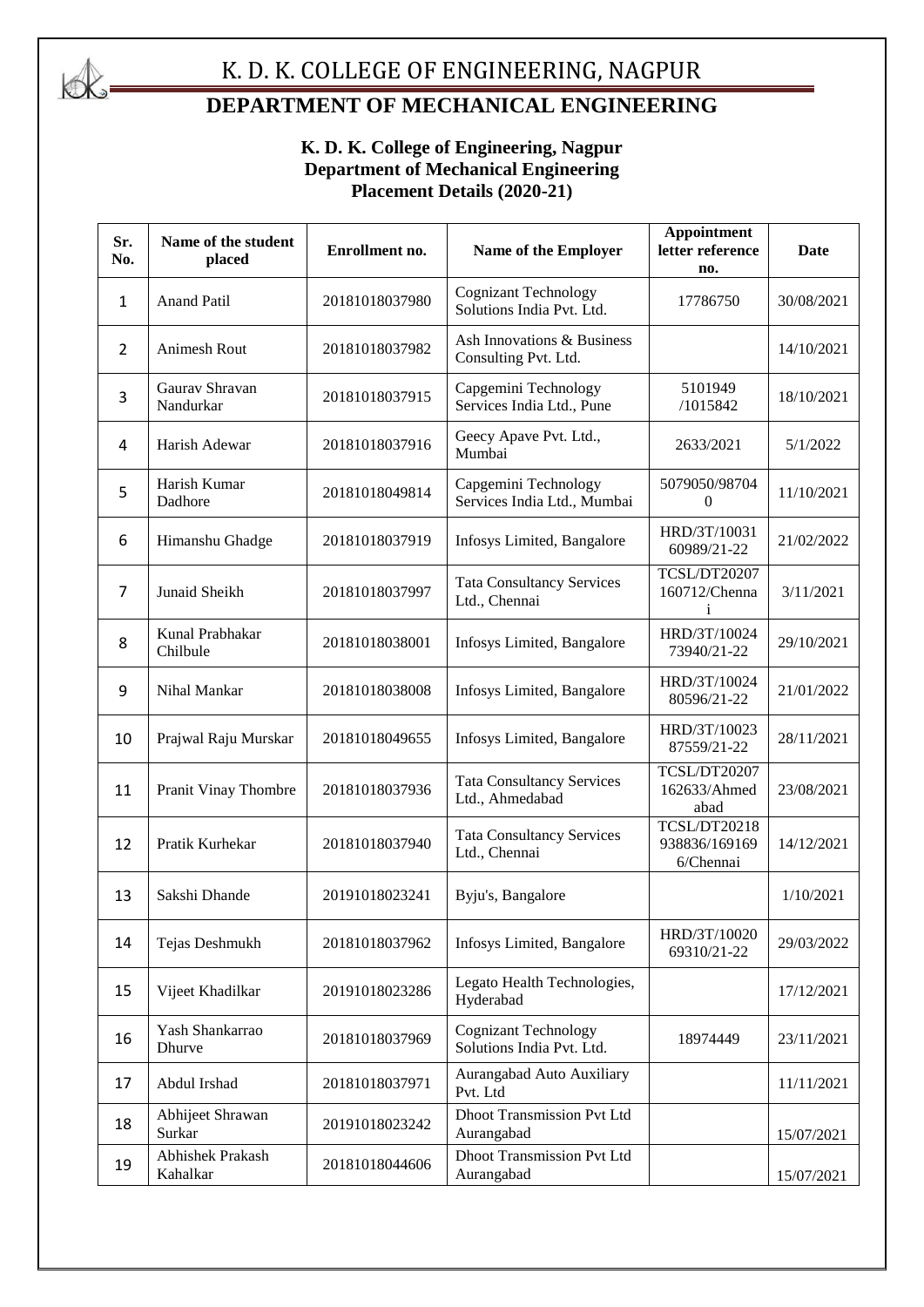# K. D. K. COLLEGE OF ENGINEERING, NAGPUR

## DEPARTMENT OF MECHANICAL ENGINEERING

**K. D. K. College of Engineering, Nagpur**
**Department of Mechanical Engineering**
**Placement Details (2020-21)**

| Sr. No. | Name of the student placed | Enrollment no. | Name of the Employer | Appointment letter reference no. | Date |
|---|---|---|---|---|---|
| 1 | Anand Patil | 20181018037980 | Cognizant Technology Solutions India Pvt. Ltd. | 17786750 | 30/08/2021 |
| 2 | Animesh Rout | 20181018037982 | Ash Innovations & Business Consulting Pvt. Ltd. | | 14/10/2021 |
| 3 | Gaurav Shravan Nandurkar | 20181018037915 | Capgemini Technology Services India Ltd., Pune | 5101949 /1015842 | 18/10/2021 |
| 4 | Harish Adewar | 20181018037916 | Geecy Apave Pvt. Ltd., Mumbai | 2633/2021 | 5/1/2022 |
| 5 | Harish Kumar Dadhore | 20181018049814 | Capgemini Technology Services India Ltd., Mumbai | 5079050/987040 | 11/10/2021 |
| 6 | Himanshu Ghadge | 20181018037919 | Infosys Limited, Bangalore | HRD/3T/1003160989/21-22 | 21/02/2022 |
| 7 | Junaid Sheikh | 20181018037997 | Tata Consultancy Services Ltd., Chennai | TCSL/DT20207160712/Chennai | 3/11/2021 |
| 8 | Kunal Prabhakar Chilbule | 20181018038001 | Infosys Limited, Bangalore | HRD/3T/1002473940/21-22 | 29/10/2021 |
| 9 | Nihal Mankar | 20181018038008 | Infosys Limited, Bangalore | HRD/3T/1002480596/21-22 | 21/01/2022 |
| 10 | Prajwal Raju Murskar | 20181018049655 | Infosys Limited, Bangalore | HRD/3T/1002387559/21-22 | 28/11/2021 |
| 11 | Pranit Vinay Thombre | 20181018037936 | Tata Consultancy Services Ltd., Ahmedabad | TCSL/DT20207162633/Ahmedabad | 23/08/2021 |
| 12 | Pratik Kurhekar | 20181018037940 | Tata Consultancy Services Ltd., Chennai | TCSL/DT20218938836/1691696/Chennai | 14/12/2021 |
| 13 | Sakshi Dhande | 20191018023241 | Byju's, Bangalore | | 1/10/2021 |
| 14 | Tejas Deshmukh | 20181018037962 | Infosys Limited, Bangalore | HRD/3T/1002069310/21-22 | 29/03/2022 |
| 15 | Vijeet Khadilkar | 20191018023286 | Legato Health Technologies, Hyderabad | | 17/12/2021 |
| 16 | Yash Shankarrao Dhurve | 20181018037969 | Cognizant Technology Solutions India Pvt. Ltd. | 18974449 | 23/11/2021 |
| 17 | Abdul Irshad | 20181018037971 | Aurangabad Auto Auxiliary Pvt. Ltd | | 11/11/2021 |
| 18 | Abhijeet Shrawan Surkar | 20191018023242 | Dhoot Transmission Pvt Ltd Aurangabad | | 15/07/2021 |
| 19 | Abhishek Prakash Kahalkar | 20181018044606 | Dhoot Transmission Pvt Ltd Aurangabad | | 15/07/2021 |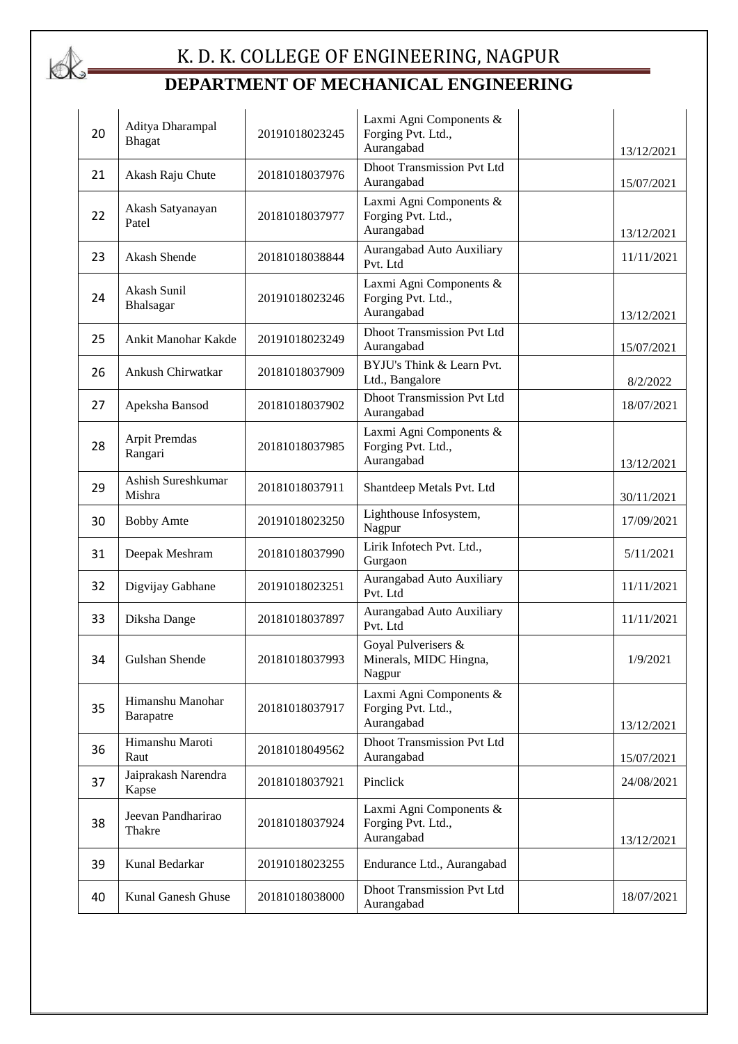# K. D. K. COLLEGE OF ENGINEERING, NAGPUR

## DEPARTMENT OF MECHANICAL ENGINEERING

| | | | | | |
|---|---|---|---|---|---|
| 20 | Aditya Dharampal Bhagat | 20191018023245 | Laxmi Agni Components & Forging Pvt. Ltd., Aurangabad | | 13/12/2021 |
| 21 | Akash Raju Chute | 20181018037976 | Dhoot Transmission Pvt Ltd Aurangabad | | 15/07/2021 |
| 22 | Akash Satyanayan Patel | 20181018037977 | Laxmi Agni Components & Forging Pvt. Ltd., Aurangabad | | 13/12/2021 |
| 23 | Akash Shende | 20181018038844 | Aurangabad Auto Auxiliary Pvt. Ltd | | 11/11/2021 |
| 24 | Akash Sunil Bhalsagar | 20191018023246 | Laxmi Agni Components & Forging Pvt. Ltd., Aurangabad | | 13/12/2021 |
| 25 | Ankit Manohar Kakde | 20191018023249 | Dhoot Transmission Pvt Ltd Aurangabad | | 15/07/2021 |
| 26 | Ankush Chirwatkar | 20181018037909 | BYJU's Think & Learn Pvt. Ltd., Bangalore | | 8/2/2022 |
| 27 | Apeksha Bansod | 20181018037902 | Dhoot Transmission Pvt Ltd Aurangabad | | 18/07/2021 |
| 28 | Arpit Premdas Rangari | 20181018037985 | Laxmi Agni Components & Forging Pvt. Ltd., Aurangabad | | 13/12/2021 |
| 29 | Ashish Sureshkumar Mishra | 20181018037911 | Shantdeep Metals Pvt. Ltd | | 30/11/2021 |
| 30 | Bobby Amte | 20191018023250 | Lighthouse Infosystem, Nagpur | | 17/09/2021 |
| 31 | Deepak Meshram | 20181018037990 | Lirik Infotech Pvt. Ltd., Gurgaon | | 5/11/2021 |
| 32 | Digvijay Gabhane | 20191018023251 | Aurangabad Auto Auxiliary Pvt. Ltd | | 11/11/2021 |
| 33 | Diksha Dange | 20181018037897 | Aurangabad Auto Auxiliary Pvt. Ltd | | 11/11/2021 |
| 34 | Gulshan Shende | 20181018037993 | Goyal Pulverisers & Minerals, MIDC Hingna, Nagpur | | 1/9/2021 |
| 35 | Himanshu Manohar Barapatre | 20181018037917 | Laxmi Agni Components & Forging Pvt. Ltd., Aurangabad | | 13/12/2021 |
| 36 | Himanshu Maroti Raut | 20181018049562 | Dhoot Transmission Pvt Ltd Aurangabad | | 15/07/2021 |
| 37 | Jaiprakash Narendra Kapse | 20181018037921 | Pinclick | | 24/08/2021 |
| 38 | Jeevan Pandharirao Thakre | 20181018037924 | Laxmi Agni Components & Forging Pvt. Ltd., Aurangabad | | 13/12/2021 |
| 39 | Kunal Bedarkar | 20191018023255 | Endurance Ltd., Aurangabad | | |
| 40 | Kunal Ganesh Ghuse | 20181018038000 | Dhoot Transmission Pvt Ltd Aurangabad | | 18/07/2021 |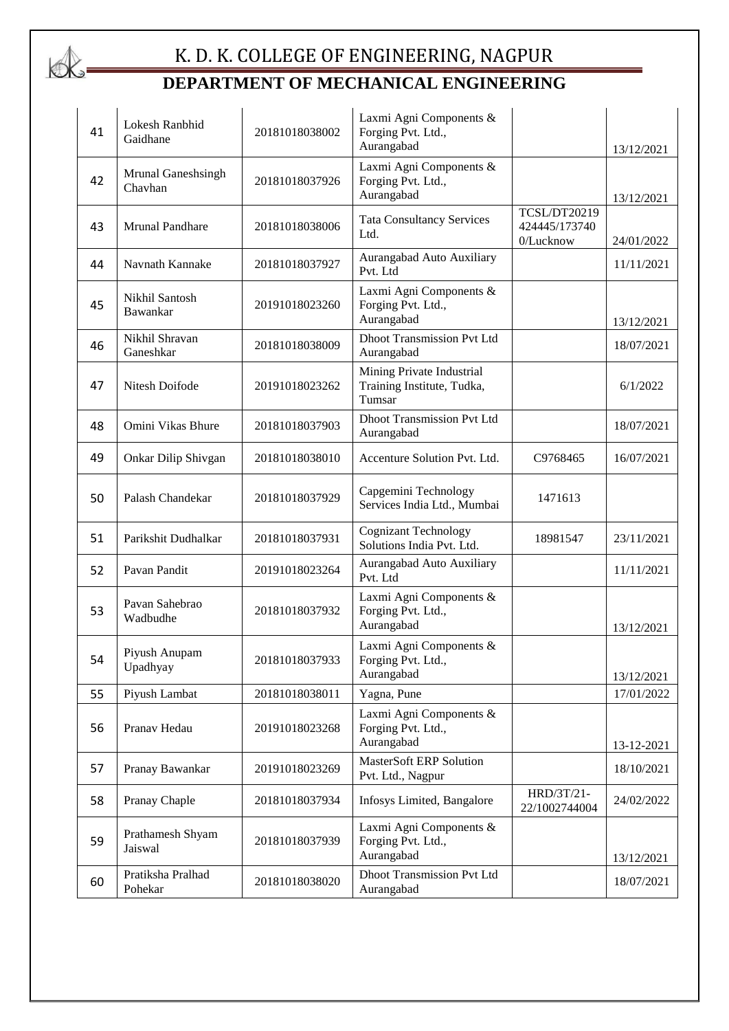# K. D. K. COLLEGE OF ENGINEERING, NAGPUR

## DEPARTMENT OF MECHANICAL ENGINEERING

| | | | | | |
|---|---|---|---|---|---|
| 41 | Lokesh Ranbhid Gaidhane | 20181018038002 | Laxmi Agni Components & Forging Pvt. Ltd., Aurangabad | | 13/12/2021 |
| 42 | Mrunal Ganeshsingh Chavhan | 20181018037926 | Laxmi Agni Components & Forging Pvt. Ltd., Aurangabad | | 13/12/2021 |
| 43 | Mrunal Pandhare | 20181018038006 | Tata Consultancy Services Ltd. | TCSL/DT20219424445/1737400/Lucknow | 24/01/2022 |
| 44 | Navnath Kannake | 20181018037927 | Aurangabad Auto Auxiliary Pvt. Ltd | | 11/11/2021 |
| 45 | Nikhil Santosh Bawankar | 20191018023260 | Laxmi Agni Components & Forging Pvt. Ltd., Aurangabad | | 13/12/2021 |
| 46 | Nikhil Shravan Ganeshkar | 20181018038009 | Dhoot Transmission Pvt Ltd Aurangabad | | 18/07/2021 |
| 47 | Nitesh Doifode | 20191018023262 | Mining Private Industrial Training Institute, Tudka, Tumsar | | 6/1/2022 |
| 48 | Omini Vikas Bhure | 20181018037903 | Dhoot Transmission Pvt Ltd Aurangabad | | 18/07/2021 |
| 49 | Onkar Dilip Shivgan | 20181018038010 | Accenture Solution Pvt. Ltd. | C9768465 | 16/07/2021 |
| 50 | Palash Chandekar | 20181018037929 | Capgemini Technology Services India Ltd., Mumbai | 1471613 | |
| 51 | Parikshit Dudhalkar | 20181018037931 | Cognizant Technology Solutions India Pvt. Ltd. | 18981547 | 23/11/2021 |
| 52 | Pavan Pandit | 20191018023264 | Aurangabad Auto Auxiliary Pvt. Ltd | | 11/11/2021 |
| 53 | Pavan Sahebrao Wadbudhe | 20181018037932 | Laxmi Agni Components & Forging Pvt. Ltd., Aurangabad | | 13/12/2021 |
| 54 | Piyush Anupam Upadhyay | 20181018037933 | Laxmi Agni Components & Forging Pvt. Ltd., Aurangabad | | 13/12/2021 |
| 55 | Piyush Lambat | 20181018038011 | Yagna, Pune | | 17/01/2022 |
| 56 | Pranav Hedau | 20191018023268 | Laxmi Agni Components & Forging Pvt. Ltd., Aurangabad | | 13-12-2021 |
| 57 | Pranay Bawankar | 20191018023269 | MasterSoft ERP Solution Pvt. Ltd., Nagpur | | 18/10/2021 |
| 58 | Pranay Chaple | 20181018037934 | Infosys Limited, Bangalore | HRD/3T/21-22/1002744004 | 24/02/2022 |
| 59 | Prathamesh Shyam Jaiswal | 20181018037939 | Laxmi Agni Components & Forging Pvt. Ltd., Aurangabad | | 13/12/2021 |
| 60 | Pratiksha Pralhad Pohekar | 20181018038020 | Dhoot Transmission Pvt Ltd Aurangabad | | 18/07/2021 |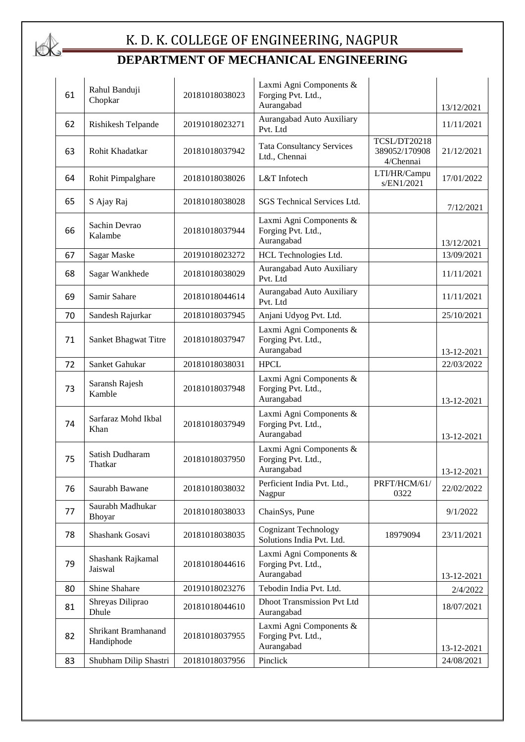# K. D. K. COLLEGE OF ENGINEERING, NAGPUR

## DEPARTMENT OF MECHANICAL ENGINEERING

| | | | | | |
|---|---|---|---|---|---|
| 61 | Rahul Banduji Chopkar | 20181018038023 | Laxmi Agni Components & Forging Pvt. Ltd., Aurangabad | | 13/12/2021 |
| 62 | Rishikesh Telpande | 20191018023271 | Aurangabad Auto Auxiliary Pvt. Ltd | | 11/11/2021 |
| 63 | Rohit Khadatkar | 20181018037942 | Tata Consultancy Services Ltd., Chennai | TCSL/DT20218389052/1709084/Chennai | 21/12/2021 |
| 64 | Rohit Pimpalghare | 20181018038026 | L&T Infotech | LTI/HR/Campus/EN1/2021 | 17/01/2022 |
| 65 | S Ajay Raj | 20181018038028 | SGS Technical Services Ltd. | | 7/12/2021 |
| 66 | Sachin Devrao Kalambe | 20181018037944 | Laxmi Agni Components & Forging Pvt. Ltd., Aurangabad | | 13/12/2021 |
| 67 | Sagar Maske | 20191018023272 | HCL Technologies Ltd. | | 13/09/2021 |
| 68 | Sagar Wankhede | 20181018038029 | Aurangabad Auto Auxiliary Pvt. Ltd | | 11/11/2021 |
| 69 | Samir Sahare | 20181018044614 | Aurangabad Auto Auxiliary Pvt. Ltd | | 11/11/2021 |
| 70 | Sandesh Rajurkar | 20181018037945 | Anjani Udyog Pvt. Ltd. | | 25/10/2021 |
| 71 | Sanket Bhagwat Titre | 20181018037947 | Laxmi Agni Components & Forging Pvt. Ltd., Aurangabad | | 13-12-2021 |
| 72 | Sanket Gahukar | 20181018038031 | HPCL | | 22/03/2022 |
| 73 | Saransh Rajesh Kamble | 20181018037948 | Laxmi Agni Components & Forging Pvt. Ltd., Aurangabad | | 13-12-2021 |
| 74 | Sarfaraz Mohd Ikbal Khan | 20181018037949 | Laxmi Agni Components & Forging Pvt. Ltd., Aurangabad | | 13-12-2021 |
| 75 | Satish Dudharam Thatkar | 20181018037950 | Laxmi Agni Components & Forging Pvt. Ltd., Aurangabad | | 13-12-2021 |
| 76 | Saurabh Bawane | 20181018038032 | Perficient India Pvt. Ltd., Nagpur | PRFT/HCM/61/0322 | 22/02/2022 |
| 77 | Saurabh Madhukar Bhoyar | 20181018038033 | ChainSys, Pune | | 9/1/2022 |
| 78 | Shashank Gosavi | 20181018038035 | Cognizant Technology Solutions India Pvt. Ltd. | 18979094 | 23/11/2021 |
| 79 | Shashank Rajkamal Jaiswal | 20181018044616 | Laxmi Agni Components & Forging Pvt. Ltd., Aurangabad | | 13-12-2021 |
| 80 | Shine Shahare | 20191018023276 | Tebodin India Pvt. Ltd. | | 2/4/2022 |
| 81 | Shreyas Diliprao Dhule | 20181018044610 | Dhoot Transmission Pvt Ltd Aurangabad | | 18/07/2021 |
| 82 | Shrikant Bramhanand Handiphode | 20181018037955 | Laxmi Agni Components & Forging Pvt. Ltd., Aurangabad | | 13-12-2021 |
| 83 | Shubham Dilip Shastri | 20181018037956 | Pinclick | | 24/08/2021 |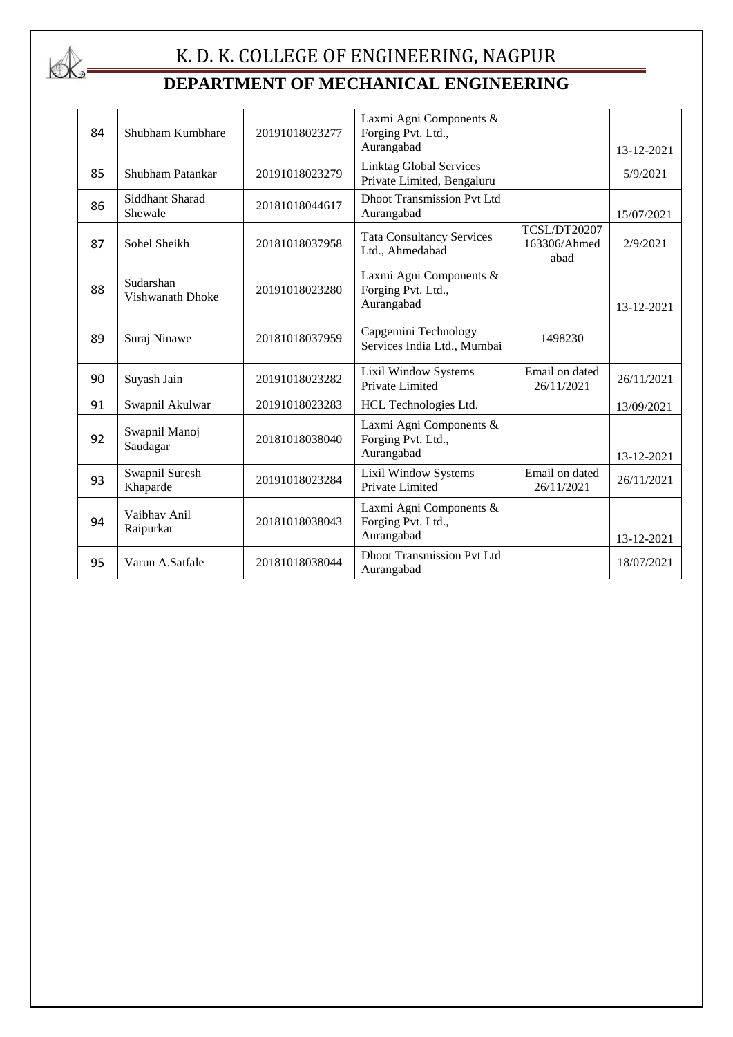# K. D. K. COLLEGE OF ENGINEERING, NAGPUR

## DEPARTMENT OF MECHANICAL ENGINEERING

| | | | | | |
|---|---|---|---|---|---|
| 84 | Shubham Kumbhare | 20191018023277 | Laxmi Agni Components & Forging Pvt. Ltd., Aurangabad | | 13-12-2021 |
| 85 | Shubham Patankar | 20191018023279 | Linktag Global Services Private Limited, Bengaluru | | 5/9/2021 |
| 86 | Siddhant Sharad Shewale | 20181018044617 | Dhoot Transmission Pvt Ltd Aurangabad | | 15/07/2021 |
| 87 | Sohel Sheikh | 20181018037958 | Tata Consultancy Services Ltd., Ahmedabad | TCSL/DT20207 163306/Ahmed abad | 2/9/2021 |
| 88 | Sudarshan Vishwanath Dhoke | 20191018023280 | Laxmi Agni Components & Forging Pvt. Ltd., Aurangabad | | 13-12-2021 |
| 89 | Suraj Ninawe | 20181018037959 | Capgemini Technology Services India Ltd., Mumbai | 1498230 | |
| 90 | Suyash Jain | 20191018023282 | Lixil Window Systems Private Limited | Email on dated 26/11/2021 | 26/11/2021 |
| 91 | Swapnil Akulwar | 20191018023283 | HCL Technologies Ltd. | | 13/09/2021 |
| 92 | Swapnil Manoj Saudagar | 20181018038040 | Laxmi Agni Components & Forging Pvt. Ltd., Aurangabad | | 13-12-2021 |
| 93 | Swapnil Suresh Khaparde | 20191018023284 | Lixil Window Systems Private Limited | Email on dated 26/11/2021 | 26/11/2021 |
| 94 | Vaibhav Anil Raipurkar | 20181018038043 | Laxmi Agni Components & Forging Pvt. Ltd., Aurangabad | | 13-12-2021 |
| 95 | Varun A.Satfale | 20181018038044 | Dhoot Transmission Pvt Ltd Aurangabad | | 18/07/2021 |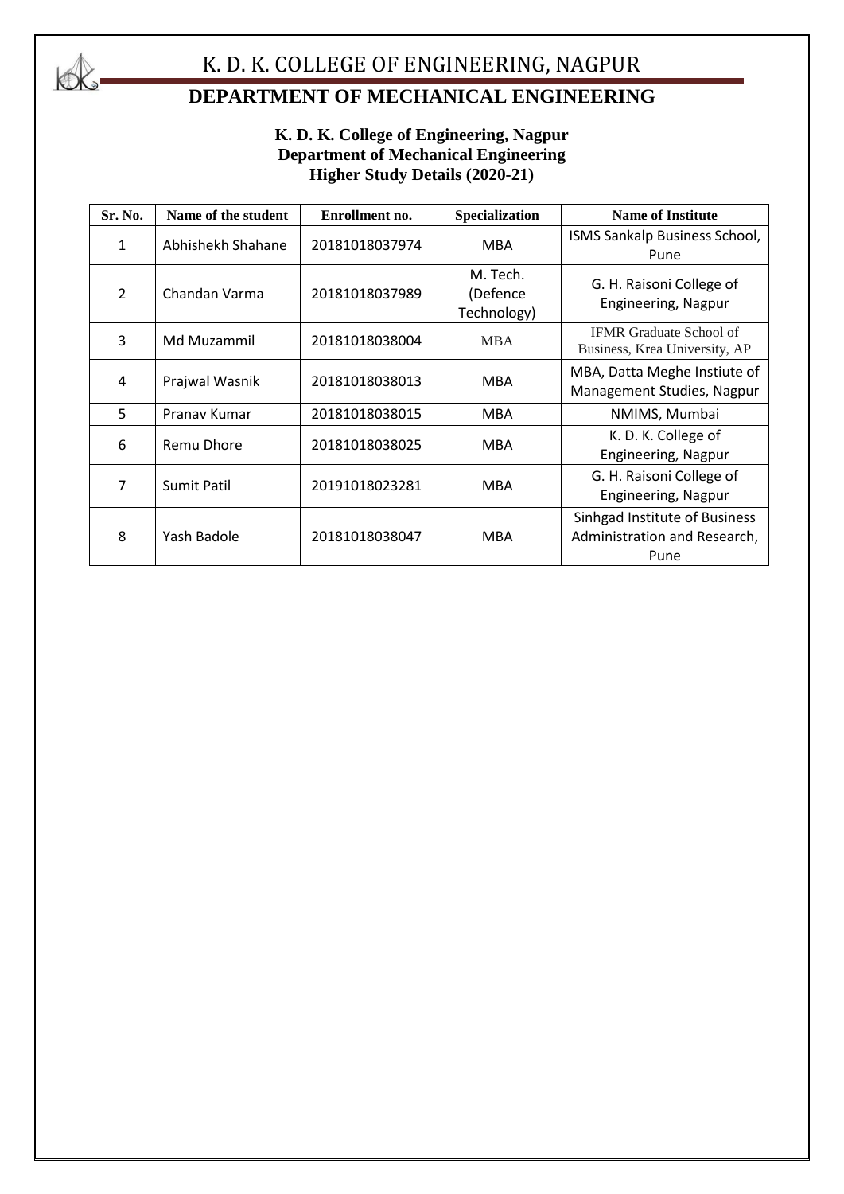# K. D. K. COLLEGE OF ENGINEERING, NAGPUR

## DEPARTMENT OF MECHANICAL ENGINEERING

**K. D. K. College of Engineering, Nagpur**
**Department of Mechanical Engineering**
**Higher Study Details (2020-21)**

| Sr. No. | Name of the student | Enrollment no. | Specialization | Name of Institute |
|---|---|---|---|---|
| 1 | Abhishekh Shahane | 20181018037974 | MBA | ISMS Sankalp Business School, Pune |
| 2 | Chandan Varma | 20181018037989 | M. Tech. (Defence Technology) | G. H. Raisoni College of Engineering, Nagpur |
| 3 | Md Muzammil | 20181018038004 | MBA | IFMR Graduate School of Business, Krea University, AP |
| 4 | Prajwal Wasnik | 20181018038013 | MBA | MBA, Datta Meghe Instiute of Management Studies, Nagpur |
| 5 | Pranav Kumar | 20181018038015 | MBA | NMIMS, Mumbai |
| 6 | Remu Dhore | 20181018038025 | MBA | K. D. K. College of Engineering, Nagpur |
| 7 | Sumit Patil | 20191018023281 | MBA | G. H. Raisoni College of Engineering, Nagpur |
| 8 | Yash Badole | 20181018038047 | MBA | Sinhgad Institute of Business Administration and Research, Pune |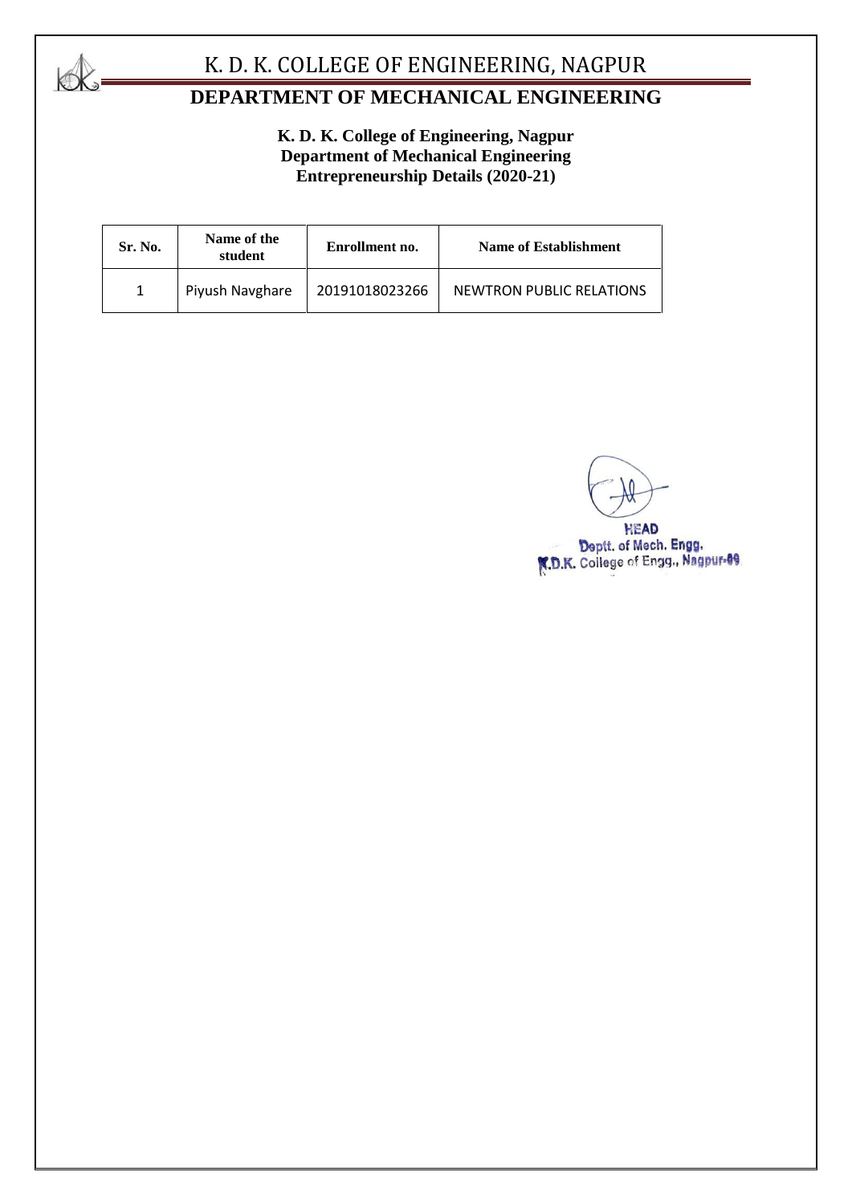# K. D. K. COLLEGE OF ENGINEERING, NAGPUR

## DEPARTMENT OF MECHANICAL ENGINEERING

**K. D. K. College of Engineering, Nagpur**
**Department of Mechanical Engineering**
**Entrepreneurship Details (2020-21)**

| Sr. No. | Name of the student | Enrollment no. | Name of Establishment |
|---|---|---|---|
| 1 | Piyush Navghare | 20191018023266 | NEWTRON PUBLIC RELATIONS |

HEAD
Deptt. of Mech. Engg.
K.D.K. College of Engg., Nagpur-09